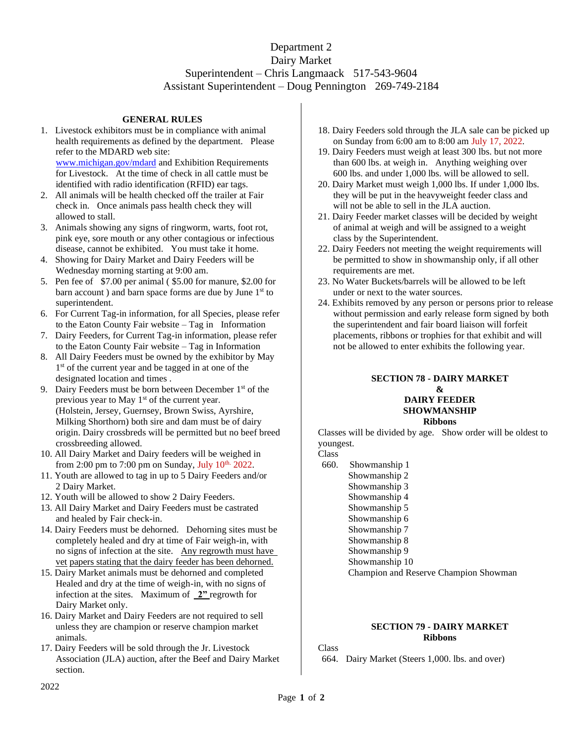# Department 2
# Dairy Market

Superintendent – Chris Langmaack 517-543-9604

Assistant Superintendent – Doug Pennington 269-749-2184

## GENERAL RULES

1. Livestock exhibitors must be in compliance with animal health requirements as defined by the department. Please refer to the MDARD web site: www.michigan.gov/mdard and Exhibition Requirements for Livestock. At the time of check in all cattle must be identified with radio identification (RFID) ear tags.
2. All animals will be health checked off the trailer at Fair check in. Once animals pass health check they will allowed to stall.
3. Animals showing any signs of ringworm, warts, foot rot, pink eye, sore mouth or any other contagious or infectious disease, cannot be exhibited. You must take it home.
4. Showing for Dairy Market and Dairy Feeders will be Wednesday morning starting at 9:00 am.
5. Pen fee of $7.00 per animal ( $5.00 for manure, $2.00 for barn account ) and barn space forms are due by June 1st to superintendent.
6. For Current Tag-in information, for all Species, please refer to the Eaton County Fair website – Tag in Information
7. Dairy Feeders, for Current Tag-in information, please refer to the Eaton County Fair website – Tag in Information
8. All Dairy Feeders must be owned by the exhibitor by May 1st of the current year and be tagged in at one of the designated location and times .
9. Dairy Feeders must be born between December 1st of the previous year to May 1st of the current year. (Holstein, Jersey, Guernsey, Brown Swiss, Ayrshire, Milking Shorthorn) both sire and dam must be of dairy origin. Dairy crossbreds will be permitted but no beef breed crossbreeding allowed.
10. All Dairy Market and Dairy feeders will be weighed in from 2:00 pm to 7:00 pm on Sunday, July 10th, 2022.
11. Youth are allowed to tag in up to 5 Dairy Feeders and/or 2 Dairy Market.
12. Youth will be allowed to show 2 Dairy Feeders.
13. All Dairy Market and Dairy Feeders must be castrated and healed by Fair check-in.
14. Dairy Feeders must be dehorned. Dehorning sites must be completely healed and dry at time of Fair weigh-in, with no signs of infection at the site. Any regrowth must have vet papers stating that the dairy feeder has been dehorned.
15. Dairy Market animals must be dehorned and completed Healed and dry at the time of weigh-in, with no signs of infection at the sites. Maximum of **2"** regrowth for Dairy Market only.
16. Dairy Market and Dairy Feeders are not required to sell unless they are champion or reserve champion market animals.
17. Dairy Feeders will be sold through the Jr. Livestock Association (JLA) auction, after the Beef and Dairy Market section.
18. Dairy Feeders sold through the JLA sale can be picked up on Sunday from 6:00 am to 8:00 am July 17, 2022.
19. Dairy Feeders must weigh at least 300 lbs. but not more than 600 lbs. at weigh in. Anything weighing over 600 lbs. and under 1,000 lbs. will be allowed to sell.
20. Dairy Market must weigh 1,000 lbs. If under 1,000 lbs. they will be put in the heavyweight feeder class and will not be able to sell in the JLA auction.
21. Dairy Feeder market classes will be decided by weight of animal at weigh and will be assigned to a weight class by the Superintendent.
22. Dairy Feeders not meeting the weight requirements will be permitted to show in showmanship only, if all other requirements are met.
23. No Water Buckets/barrels will be allowed to be left under or next to the water sources.
24. Exhibits removed by any person or persons prior to release without permission and early release form signed by both the superintendent and fair board liaison will forfeit placements, ribbons or trophies for that exhibit and will not be allowed to enter exhibits the following year.

## SECTION 78 - DAIRY MARKET & DAIRY FEEDER SHOWMANSHIP

**Ribbons**

Classes will be divided by age. Show order will be oldest to youngest.

Class

660. Showmanship 1
Showmanship 2
Showmanship 3
Showmanship 4
Showmanship 5
Showmanship 6
Showmanship 7
Showmanship 8
Showmanship 9
Showmanship 10
Champion and Reserve Champion Showman

## SECTION 79 - DAIRY MARKET

**Ribbons**

Class

664. Dairy Market (Steers 1,000. lbs. and over)

2022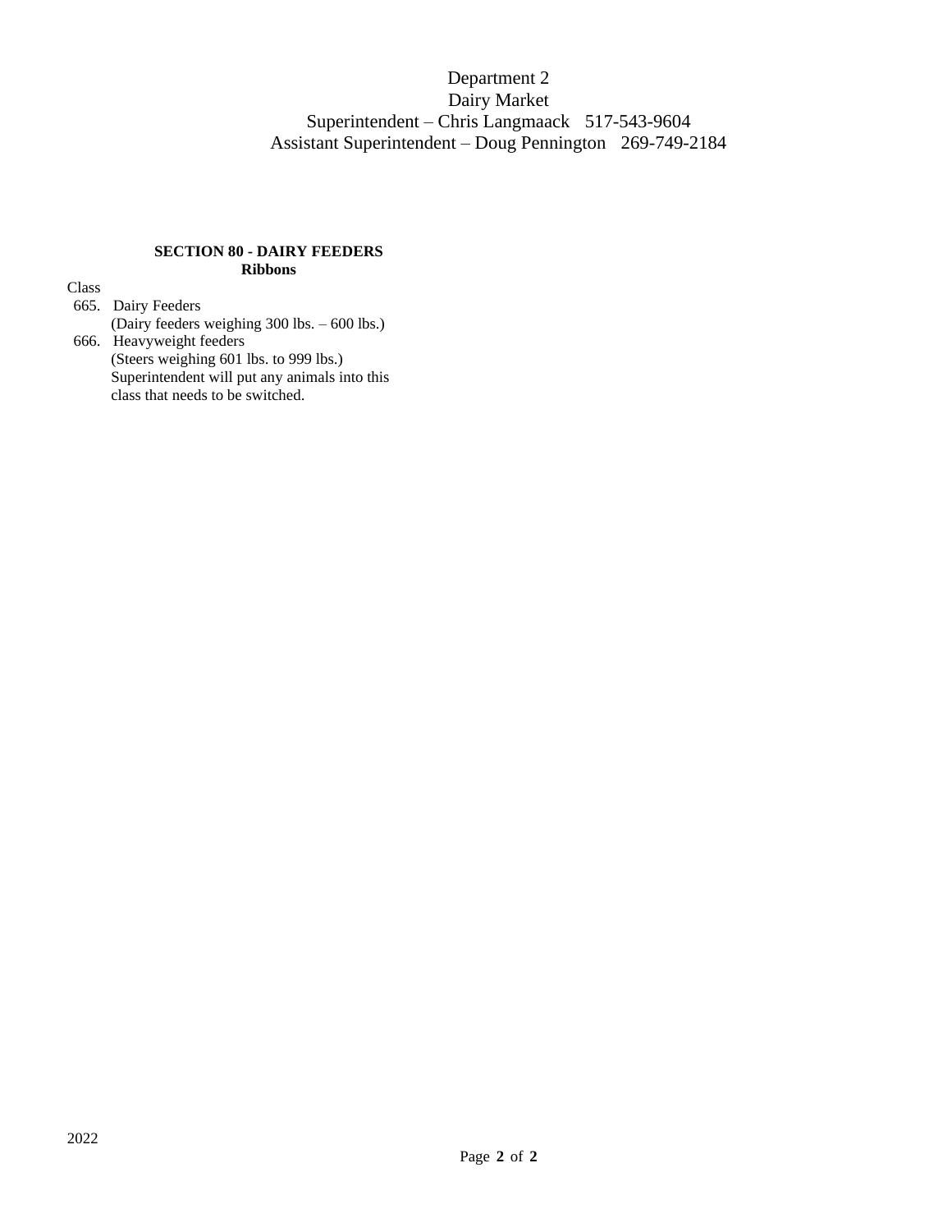# Department 2
## Dairy Market
Superintendent – Chris Langmaack   517-543-9604
Assistant Superintendent – Doug Pennington   269-749-2184

### SECTION 80 - DAIRY FEEDERS
**Ribbons**

Class

665. Dairy Feeders
     (Dairy feeders weighing 300 lbs. – 600 lbs.)
666. Heavyweight feeders
     (Steers weighing 601 lbs. to 999 lbs.)
     Superintendent will put any animals into this class that needs to be switched.

2022